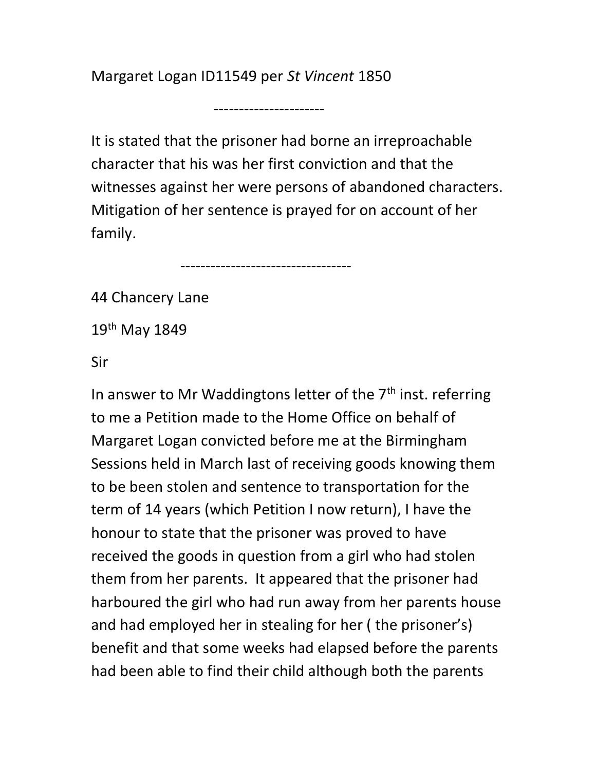Margaret Logan ID11549 per *St Vincent* 1850

----------------------

It is stated that the prisoner had borne an irreproachable character that his was her first conviction and that the witnesses against her were persons of abandoned characters. Mitigation of her sentence is prayed for on account of her family.

---------------------------------

44 Chancery Lane

19th May 1849

Sir

In answer to Mr Waddingtons letter of the 7th inst. referring to me a Petition made to the Home Office on behalf of Margaret Logan convicted before me at the Birmingham Sessions held in March last of receiving goods knowing them to be been stolen and sentence to transportation for the term of 14 years (which Petition I now return), I have the honour to state that the prisoner was proved to have received the goods in question from a girl who had stolen them from her parents. It appeared that the prisoner had harboured the girl who had run away from her parents house and had employed her in stealing for her ( the prisoner's) benefit and that some weeks had elapsed before the parents had been able to find their child although both the parents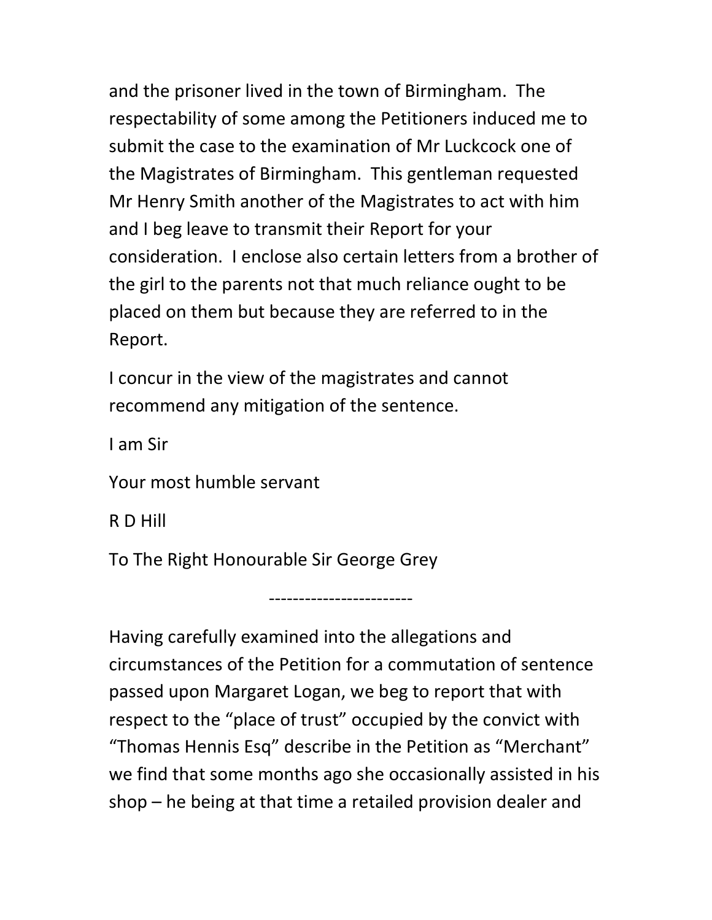and the prisoner lived in the town of Birmingham. The respectability of some among the Petitioners induced me to submit the case to the examination of Mr Luckcock one of the Magistrates of Birmingham. This gentleman requested Mr Henry Smith another of the Magistrates to act with him and I beg leave to transmit their Report for your consideration. I enclose also certain letters from a brother of the girl to the parents not that much reliance ought to be placed on them but because they are referred to in the Report.

I concur in the view of the magistrates and cannot recommend any mitigation of the sentence.

I am Sir

Your most humble servant

R D Hill

To The Right Honourable Sir George Grey

------------------------

Having carefully examined into the allegations and circumstances of the Petition for a commutation of sentence passed upon Margaret Logan, we beg to report that with respect to the "place of trust" occupied by the convict with "Thomas Hennis Esq" describe in the Petition as "Merchant" we find that some months ago she occasionally assisted in his shop – he being at that time a retailed provision dealer and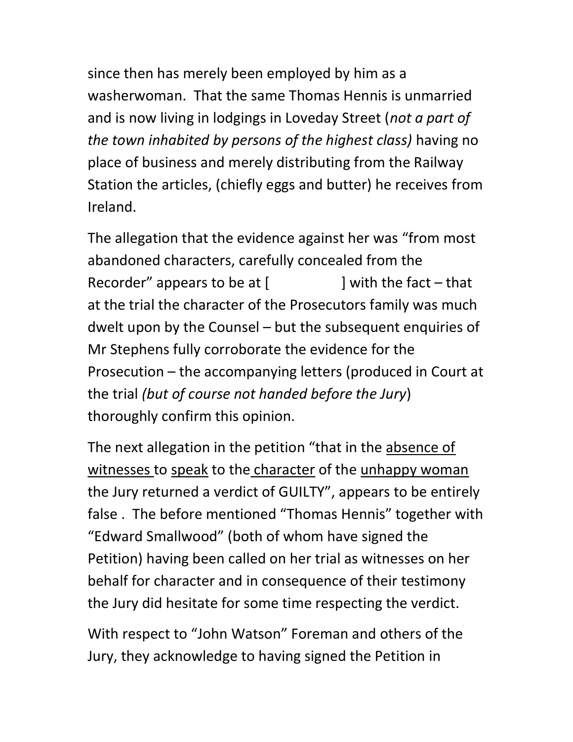since then has merely been employed by him as a washerwoman. That the same Thomas Hennis is unmarried and is now living in lodgings in Loveday Street (*not a part of the town inhabited by persons of the highest class)* having no place of business and merely distributing from the Railway Station the articles, (chiefly eggs and butter) he receives from Ireland.

The allegation that the evidence against her was "from most abandoned characters, carefully concealed from the Recorder" appears to be at [ ] with the fact – that at the trial the character of the Prosecutors family was much dwelt upon by the Counsel – but the subsequent enquiries of Mr Stephens fully corroborate the evidence for the Prosecution – the accompanying letters (produced in Court at the trial *(but of course not handed before the Jury*) thoroughly confirm this opinion.

The next allegation in the petition "that in the <u>absence of witnesses</u> to <u>speak</u> to the <u>character</u> of the <u>unhappy woman</u> the Jury returned a verdict of GUILTY", appears to be entirely false . The before mentioned "Thomas Hennis" together with "Edward Smallwood" (both of whom have signed the Petition) having been called on her trial as witnesses on her behalf for character and in consequence of their testimony the Jury did hesitate for some time respecting the verdict.

With respect to "John Watson" Foreman and others of the Jury, they acknowledge to having signed the Petition in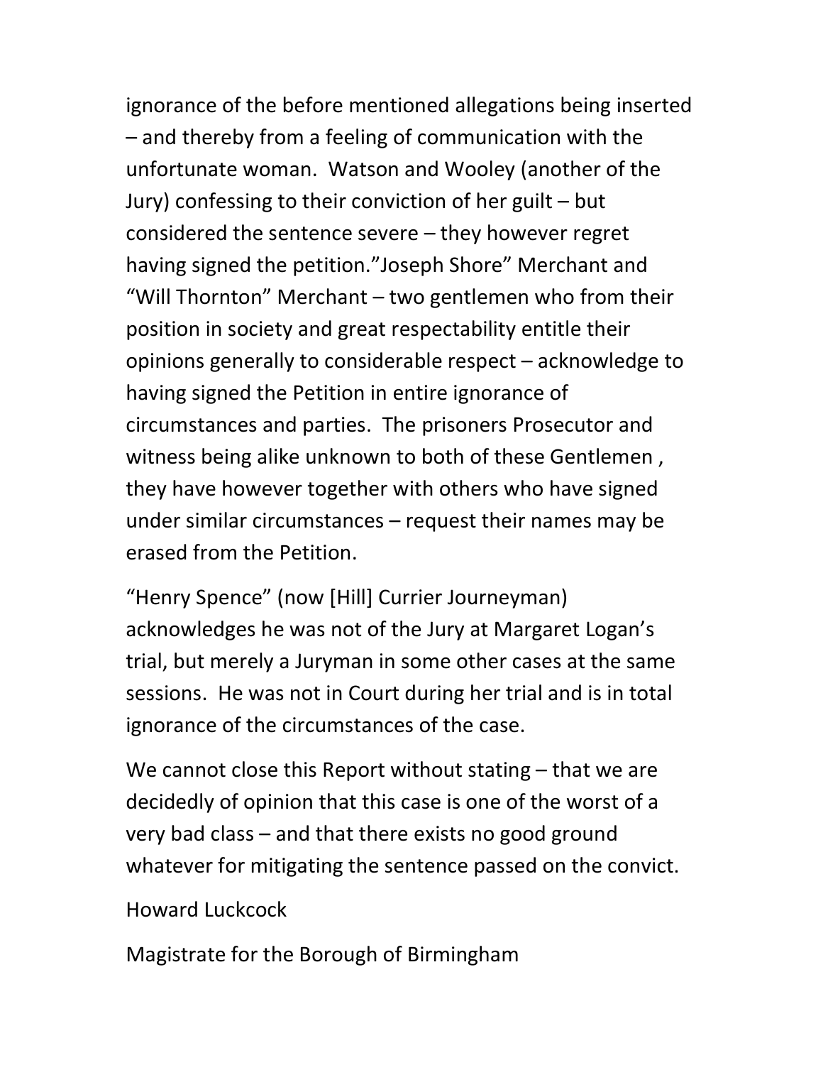ignorance of the before mentioned allegations being inserted – and thereby from a feeling of communication with the unfortunate woman.  Watson and Wooley (another of the Jury) confessing to their conviction of her guilt – but considered the sentence severe – they however regret having signed the petition.”Joseph Shore” Merchant and “Will Thornton” Merchant – two gentlemen who from their position in society and great respectability entitle their opinions generally to considerable respect – acknowledge to having signed the Petition in entire ignorance of circumstances and parties.  The prisoners Prosecutor and witness being alike unknown to both of these Gentlemen , they have however together with others who have signed under similar circumstances – request their names may be erased from the Petition.

“Henry Spence” (now [Hill] Currier Journeyman) acknowledges he was not of the Jury at Margaret Logan’s trial, but merely a Juryman in some other cases at the same sessions.  He was not in Court during her trial and is in total ignorance of the circumstances of the case.

We cannot close this Report without stating – that we are decidedly of opinion that this case is one of the worst of a very bad class – and that there exists no good ground whatever for mitigating the sentence passed on the convict.

Howard Luckcock

Magistrate for the Borough of Birmingham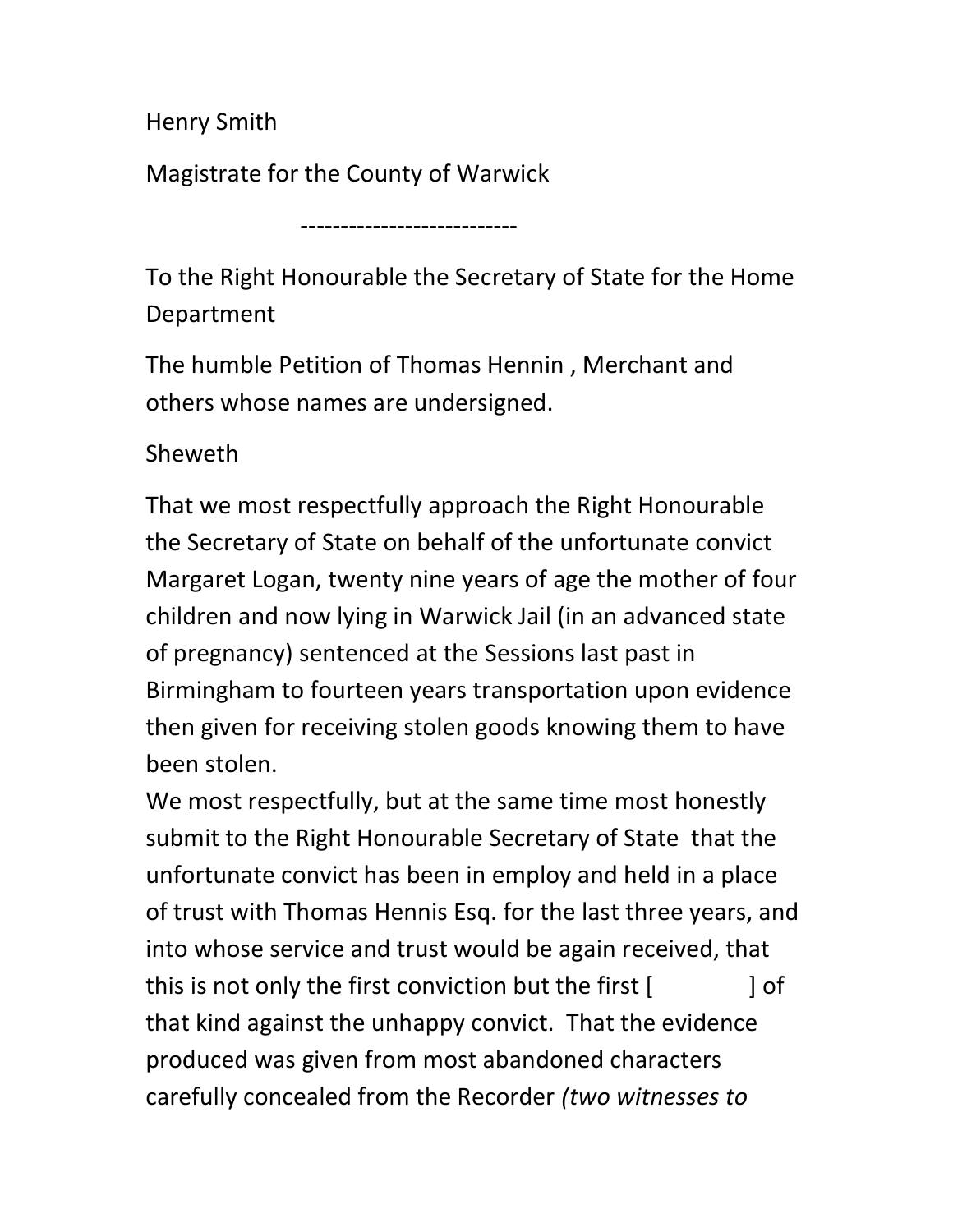Henry Smith

Magistrate for the County of Warwick

---------------------------

To the Right Honourable the Secretary of State for the Home Department

The humble Petition of Thomas Hennin , Merchant and others whose names are undersigned.

Sheweth

That we most respectfully approach the Right Honourable the Secretary of State on behalf of the unfortunate convict Margaret Logan, twenty nine years of age the mother of four children and now lying in Warwick Jail (in an advanced state of pregnancy) sentenced at the Sessions last past in Birmingham to fourteen years transportation upon evidence then given for receiving stolen goods knowing them to have been stolen.

We most respectfully, but at the same time most honestly submit to the Right Honourable Secretary of State that the unfortunate convict has been in employ and held in a place of trust with Thomas Hennis Esq. for the last three years, and into whose service and trust would be again received, that this is not only the first conviction but the first [ ] of that kind against the unhappy convict. That the evidence produced was given from most abandoned characters carefully concealed from the Recorder *(two witnesses to*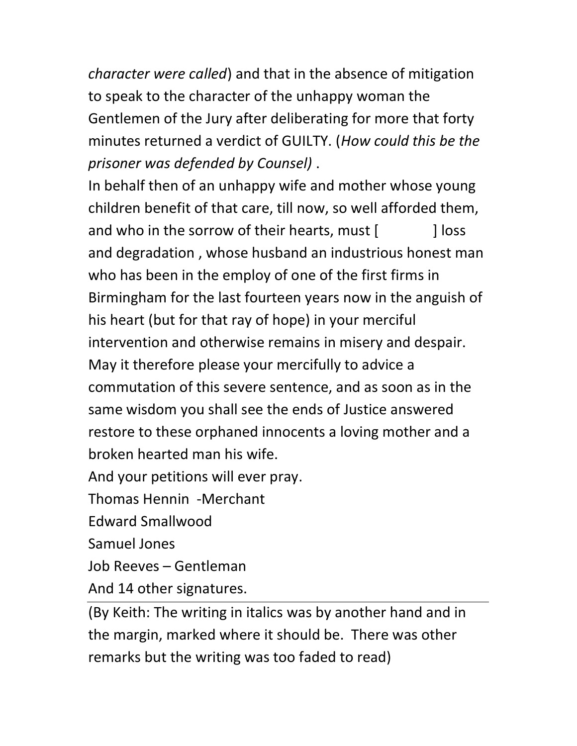*character were called*) and that in the absence of mitigation to speak to the character of the unhappy woman the Gentlemen of the Jury after deliberating for more that forty minutes returned a verdict of GUILTY. (*How could this be the prisoner was defended by Counsel)* .

In behalf then of an unhappy wife and mother whose young children benefit of that care, till now, so well afforded them, and who in the sorrow of their hearts, must [ ] loss and degradation , whose husband an industrious honest man who has been in the employ of one of the first firms in Birmingham for the last fourteen years now in the anguish of his heart (but for that ray of hope) in your merciful intervention and otherwise remains in misery and despair. May it therefore please your mercifully to advice a commutation of this severe sentence, and as soon as in the same wisdom you shall see the ends of Justice answered restore to these orphaned innocents a loving mother and a broken hearted man his wife.

And your petitions will ever pray.

Thomas Hennin -Merchant

Edward Smallwood

Samuel Jones

Job Reeves – Gentleman

And 14 other signatures.

---

(By Keith: The writing in italics was by another hand and in the margin, marked where it should be. There was other remarks but the writing was too faded to read)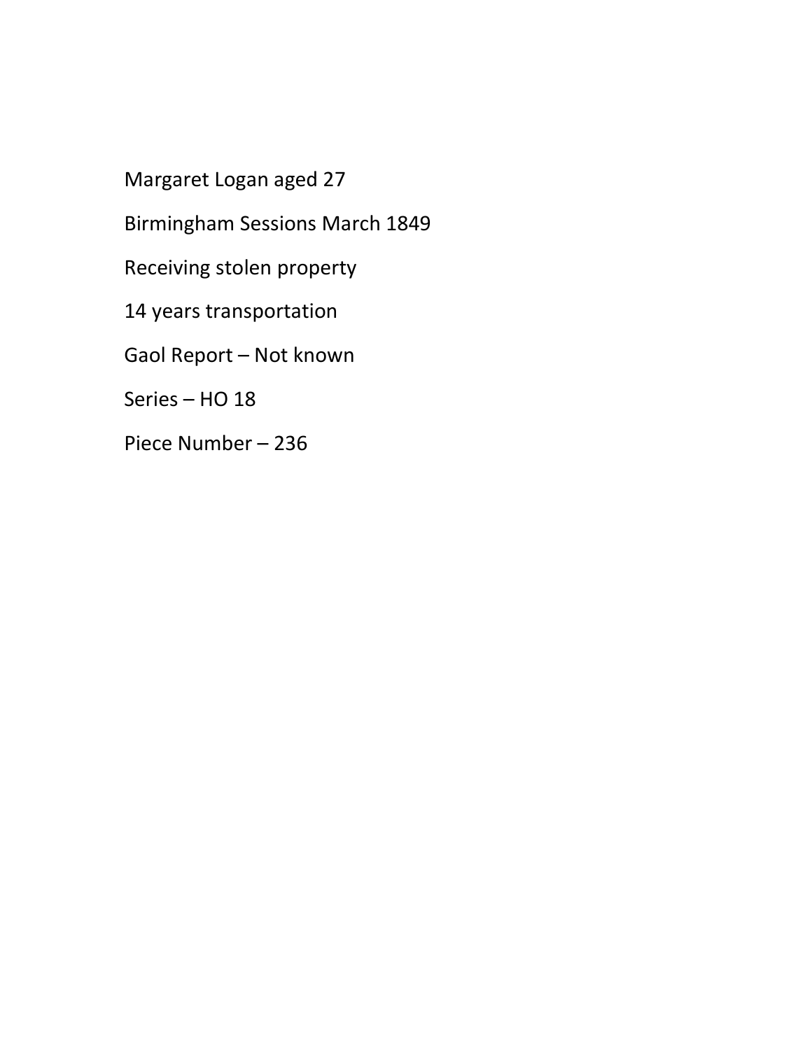Margaret Logan aged 27

Birmingham Sessions March 1849

Receiving stolen property

14 years transportation

Gaol Report – Not known

Series – HO 18

Piece Number – 236